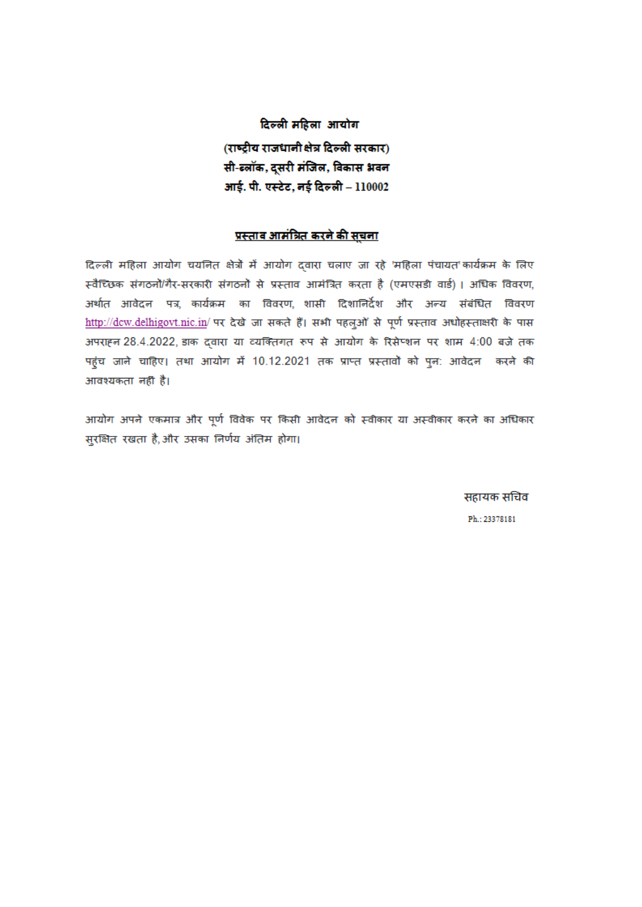**दिल्ली महिला आयोग**

**(राष्ट्रीय राजधानी क्षेत्र दिल्ली सरकार)**

**सी-ब्लॉक, दूसरी मंजिल, विकास भवन**

**आई. पी. एस्टेट, नई दिल्ली – 110002**

## प्रस्ताव आमंत्रित करने की सूचना

दिल्ली महिला आयोग चयनित क्षेत्रों में आयोग द्वारा चलाए जा रहे 'महिला पंचायत' कार्यक्रम के लिए स्वैच्छिक संगठनों/गैर-सरकारी संगठनों से प्रस्ताव आमंत्रित करता है (एमएसडी वार्ड) । अधिक विवरण, अर्थात आवेदन पत्र, कार्यक्रम का विवरण, शासी दिशानिर्देश और अन्य संबंधित विवरण http://dcw.delhigovt.nic.in/ पर देखे जा सकते हैं। सभी पहलुओं से पूर्ण प्रस्ताव अधोहस्ताक्षरी के पास अपराह्न 28.4.2022, डाक द्वारा या व्यक्तिगत रूप से आयोग के रिसेप्शन पर शाम 4:00 बजे तक पहुंच जाने चाहिए। तथा आयोग में 10.12.2021 तक प्राप्त प्रस्तावों को पुन: आवेदन करने की आवश्यकता नहीं है।

आयोग अपने एकमात्र और पूर्ण विवेक पर किसी आवेदन को स्वीकार या अस्वीकार करने का अधिकार सुरक्षित रखता है, और उसका निर्णय अंतिम होगा।

सहायक सचिव

Ph.: 23378181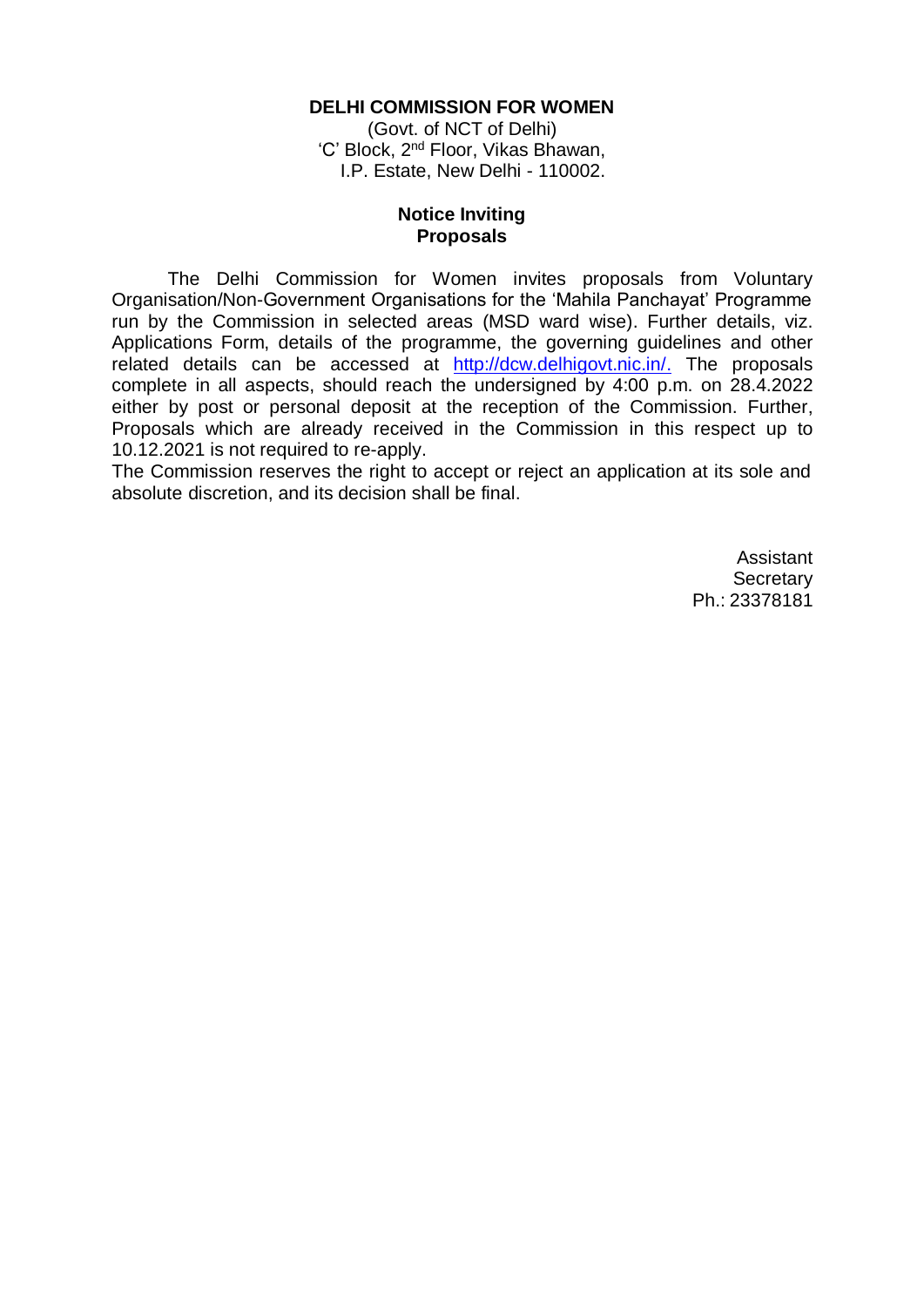**DELHI COMMISSION FOR WOMEN**

(Govt. of NCT of Delhi)
'C' Block, 2nd Floor, Vikas Bhawan,
I.P. Estate, New Delhi - 110002.

**Notice Inviting Proposals**

The Delhi Commission for Women invites proposals from Voluntary Organisation/Non-Government Organisations for the 'Mahila Panchayat' Programme run by the Commission in selected areas (MSD ward wise). Further details, viz. Applications Form, details of the programme, the governing guidelines and other related details can be accessed at http://dcw.delhigovt.nic.in/. The proposals complete in all aspects, should reach the undersigned by 4:00 p.m. on 28.4.2022 either by post or personal deposit at the reception of the Commission. Further, Proposals which are already received in the Commission in this respect up to 10.12.2021 is not required to re-apply.

The Commission reserves the right to accept or reject an application at its sole and absolute discretion, and its decision shall be final.

Assistant
Secretary
Ph.: 23378181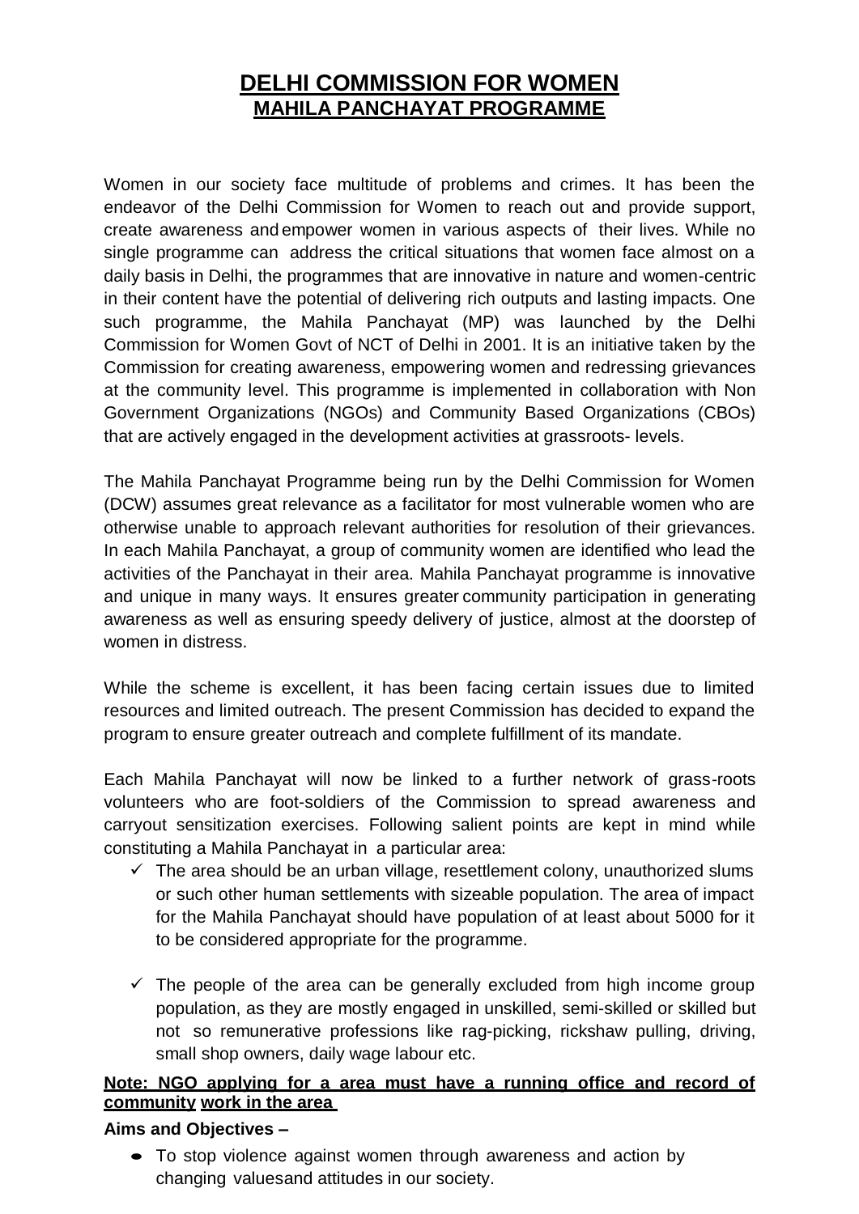# DELHI COMMISSION FOR WOMEN
## MAHILA PANCHAYAT PROGRAMME

Women in our society face multitude of problems and crimes. It has been the endeavor of the Delhi Commission for Women to reach out and provide support, create awareness and empower women in various aspects of their lives. While no single programme can address the critical situations that women face almost on a daily basis in Delhi, the programmes that are innovative in nature and women-centric in their content have the potential of delivering rich outputs and lasting impacts. One such programme, the Mahila Panchayat (MP) was launched by the Delhi Commission for Women Govt of NCT of Delhi in 2001. It is an initiative taken by the Commission for creating awareness, empowering women and redressing grievances at the community level. This programme is implemented in collaboration with Non Government Organizations (NGOs) and Community Based Organizations (CBOs) that are actively engaged in the development activities at grassroots- levels.

The Mahila Panchayat Programme being run by the Delhi Commission for Women (DCW) assumes great relevance as a facilitator for most vulnerable women who are otherwise unable to approach relevant authorities for resolution of their grievances. In each Mahila Panchayat, a group of community women are identified who lead the activities of the Panchayat in their area. Mahila Panchayat programme is innovative and unique in many ways. It ensures greater community participation in generating awareness as well as ensuring speedy delivery of justice, almost at the doorstep of women in distress.

While the scheme is excellent, it has been facing certain issues due to limited resources and limited outreach. The present Commission has decided to expand the program to ensure greater outreach and complete fulfillment of its mandate.

Each Mahila Panchayat will now be linked to a further network of grass-roots volunteers who are foot-soldiers of the Commission to spread awareness and carryout sensitization exercises. Following salient points are kept in mind while constituting a Mahila Panchayat in a particular area:

- ✓ The area should be an urban village, resettlement colony, unauthorized slums or such other human settlements with sizeable population. The area of impact for the Mahila Panchayat should have population of at least about 5000 for it to be considered appropriate for the programme.
- ✓ The people of the area can be generally excluded from high income group population, as they are mostly engaged in unskilled, semi-skilled or skilled but not so remunerative professions like rag-picking, rickshaw pulling, driving, small shop owners, daily wage labour etc.

**Note: NGO applying for a area must have a running office and record of community work in the area**

**Aims and Objectives –**

- To stop violence against women through awareness and action by changing valuesand attitudes in our society.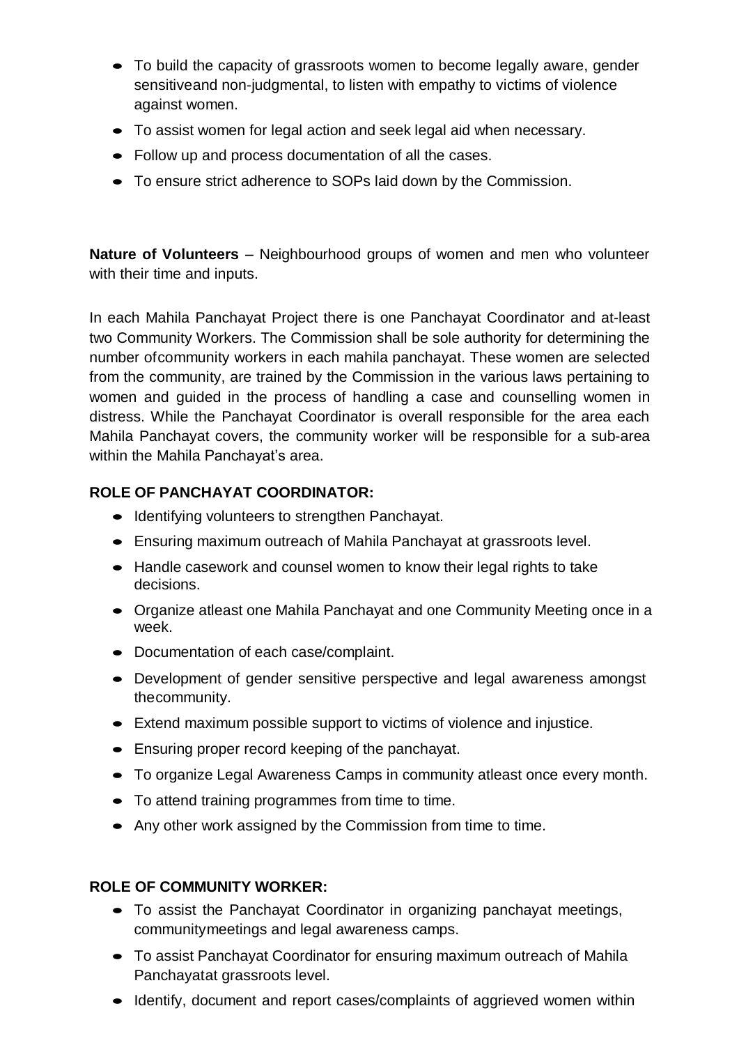- To build the capacity of grassroots women to become legally aware, gender sensitiveand non-judgmental, to listen with empathy to victims of violence against women.
- To assist women for legal action and seek legal aid when necessary.
- Follow up and process documentation of all the cases.
- To ensure strict adherence to SOPs laid down by the Commission.

**Nature of Volunteers** – Neighbourhood groups of women and men who volunteer with their time and inputs.

In each Mahila Panchayat Project there is one Panchayat Coordinator and at-least two Community Workers. The Commission shall be sole authority for determining the number ofcommunity workers in each mahila panchayat. These women are selected from the community, are trained by the Commission in the various laws pertaining to women and guided in the process of handling a case and counselling women in distress. While the Panchayat Coordinator is overall responsible for the area each Mahila Panchayat covers, the community worker will be responsible for a sub-area within the Mahila Panchayat's area.

**ROLE OF PANCHAYAT COORDINATOR:**

- Identifying volunteers to strengthen Panchayat.
- Ensuring maximum outreach of Mahila Panchayat at grassroots level.
- Handle casework and counsel women to know their legal rights to take decisions.
- Organize atleast one Mahila Panchayat and one Community Meeting once in a week.
- Documentation of each case/complaint.
- Development of gender sensitive perspective and legal awareness amongst thecommunity.
- Extend maximum possible support to victims of violence and injustice.
- Ensuring proper record keeping of the panchayat.
- To organize Legal Awareness Camps in community atleast once every month.
- To attend training programmes from time to time.
- Any other work assigned by the Commission from time to time.

**ROLE OF COMMUNITY WORKER:**

- To assist the Panchayat Coordinator in organizing panchayat meetings, communitymeetings and legal awareness camps.
- To assist Panchayat Coordinator for ensuring maximum outreach of Mahila Panchayatat grassroots level.
- Identify, document and report cases/complaints of aggrieved women within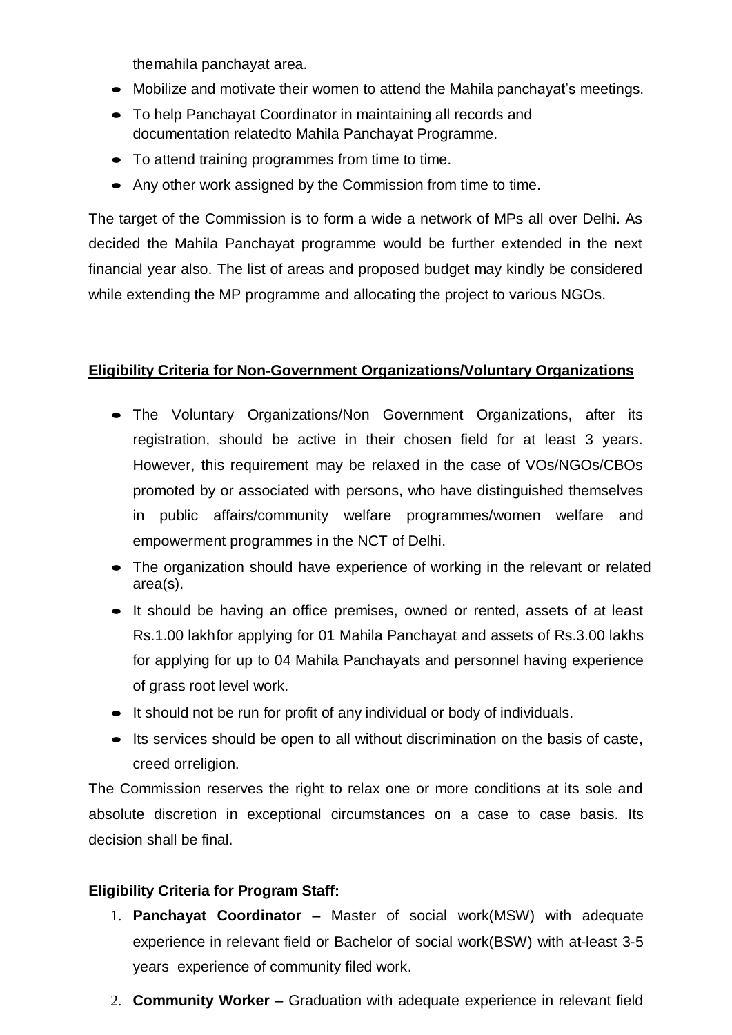themahila panchayat area.

- Mobilize and motivate their women to attend the Mahila panchayat's meetings.
- To help Panchayat Coordinator in maintaining all records and documentation relatedto Mahila Panchayat Programme.
- To attend training programmes from time to time.
- Any other work assigned by the Commission from time to time.

The target of the Commission is to form a wide a network of MPs all over Delhi. As decided the Mahila Panchayat programme would be further extended in the next financial year also. The list of areas and proposed budget may kindly be considered while extending the MP programme and allocating the project to various NGOs.

**Eligibility Criteria for Non-Government Organizations/Voluntary Organizations**

- The Voluntary Organizations/Non Government Organizations, after its registration, should be active in their chosen field for at least 3 years. However, this requirement may be relaxed in the case of VOs/NGOs/CBOs promoted by or associated with persons, who have distinguished themselves in public affairs/community welfare programmes/women welfare and empowerment programmes in the NCT of Delhi.
- The organization should have experience of working in the relevant or related area(s).
- It should be having an office premises, owned or rented, assets of at least Rs.1.00 lakhfor applying for 01 Mahila Panchayat and assets of Rs.3.00 lakhs for applying for up to 04 Mahila Panchayats and personnel having experience of grass root level work.
- It should not be run for profit of any individual or body of individuals.
- Its services should be open to all without discrimination on the basis of caste, creed orreligion.

The Commission reserves the right to relax one or more conditions at its sole and absolute discretion in exceptional circumstances on a case to case basis. Its decision shall be final.

**Eligibility Criteria for Program Staff:**

1. **Panchayat Coordinator –** Master of social work(MSW) with adequate experience in relevant field or Bachelor of social work(BSW) with at-least 3-5 years experience of community filed work.
2. **Community Worker –** Graduation with adequate experience in relevant field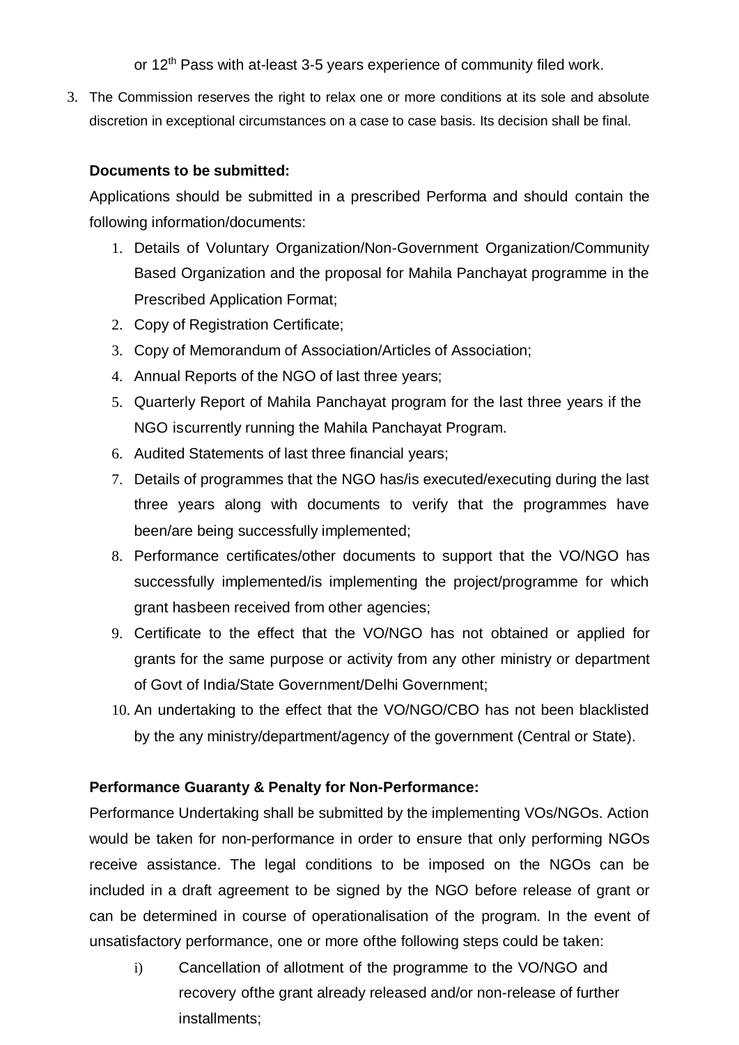or 12th Pass with at-least 3-5 years experience of community filed work.

3. The Commission reserves the right to relax one or more conditions at its sole and absolute discretion in exceptional circumstances on a case to case basis. Its decision shall be final.

**Documents to be submitted:**

Applications should be submitted in a prescribed Performa and should contain the following information/documents:

1. Details of Voluntary Organization/Non-Government Organization/Community Based Organization and the proposal for Mahila Panchayat programme in the Prescribed Application Format;
2. Copy of Registration Certificate;
3. Copy of Memorandum of Association/Articles of Association;
4. Annual Reports of the NGO of last three years;
5. Quarterly Report of Mahila Panchayat program for the last three years if the NGO iscurrently running the Mahila Panchayat Program.
6. Audited Statements of last three financial years;
7. Details of programmes that the NGO has/is executed/executing during the last three years along with documents to verify that the programmes have been/are being successfully implemented;
8. Performance certificates/other documents to support that the VO/NGO has successfully implemented/is implementing the project/programme for which grant hasbeen received from other agencies;
9. Certificate to the effect that the VO/NGO has not obtained or applied for grants for the same purpose or activity from any other ministry or department of Govt of India/State Government/Delhi Government;
10. An undertaking to the effect that the VO/NGO/CBO has not been blacklisted by the any ministry/department/agency of the government (Central or State).

**Performance Guaranty & Penalty for Non-Performance:**

Performance Undertaking shall be submitted by the implementing VOs/NGOs. Action would be taken for non-performance in order to ensure that only performing NGOs receive assistance. The legal conditions to be imposed on the NGOs can be included in a draft agreement to be signed by the NGO before release of grant or can be determined in course of operationalisation of the program. In the event of unsatisfactory performance, one or more ofthe following steps could be taken:

i) Cancellation of allotment of the programme to the VO/NGO and recovery ofthe grant already released and/or non-release of further installments;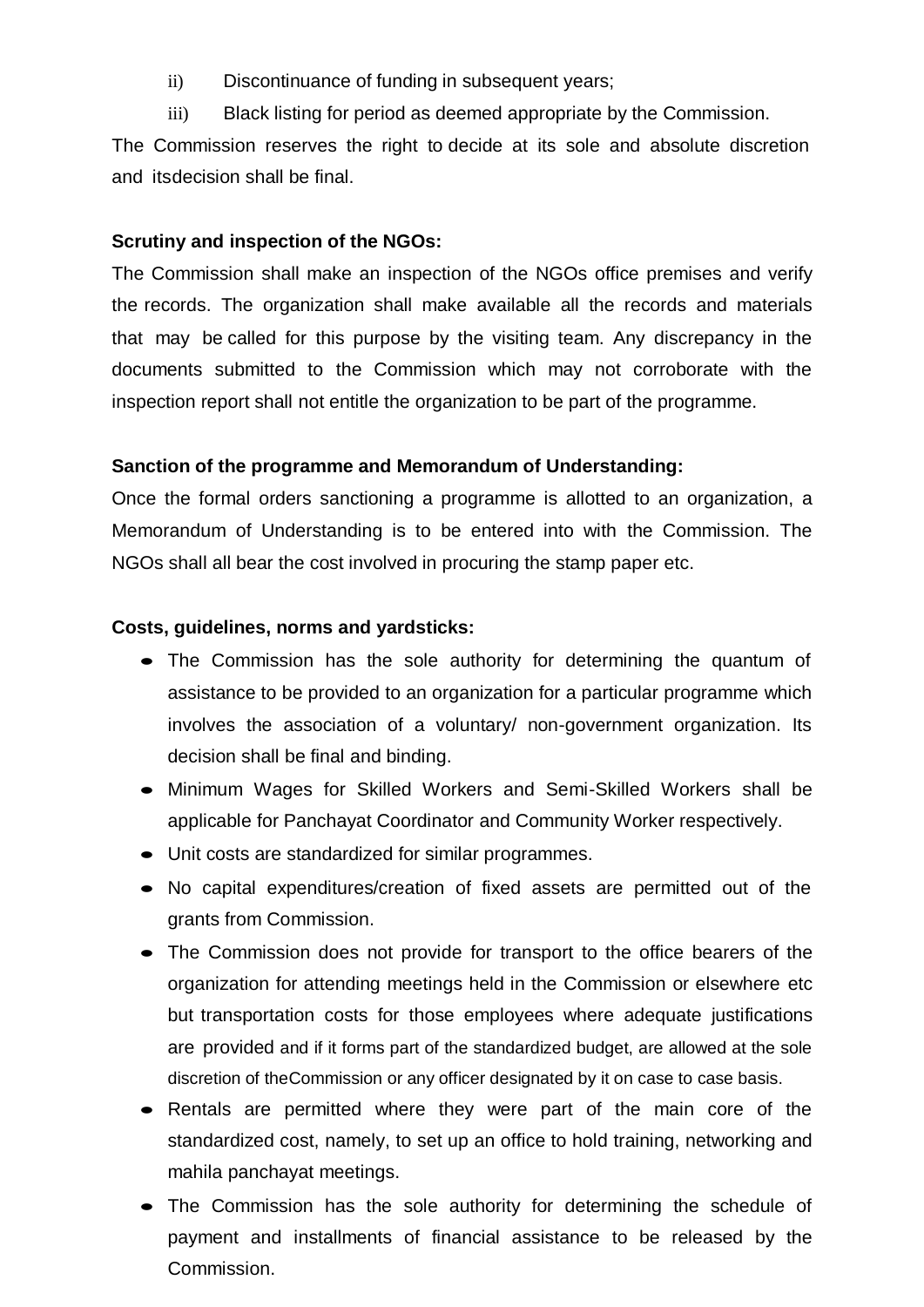ii) Discontinuance of funding in subsequent years;

iii) Black listing for period as deemed appropriate by the Commission.

The Commission reserves the right to decide at its sole and absolute discretion and itsdecision shall be final.

**Scrutiny and inspection of the NGOs:**

The Commission shall make an inspection of the NGOs office premises and verify the records. The organization shall make available all the records and materials that may be called for this purpose by the visiting team. Any discrepancy in the documents submitted to the Commission which may not corroborate with the inspection report shall not entitle the organization to be part of the programme.

**Sanction of the programme and Memorandum of Understanding:**

Once the formal orders sanctioning a programme is allotted to an organization, a Memorandum of Understanding is to be entered into with the Commission. The NGOs shall all bear the cost involved in procuring the stamp paper etc.

**Costs, guidelines, norms and yardsticks:**

- The Commission has the sole authority for determining the quantum of assistance to be provided to an organization for a particular programme which involves the association of a voluntary/ non-government organization. Its decision shall be final and binding.
- Minimum Wages for Skilled Workers and Semi-Skilled Workers shall be applicable for Panchayat Coordinator and Community Worker respectively.
- Unit costs are standardized for similar programmes.
- No capital expenditures/creation of fixed assets are permitted out of the grants from Commission.
- The Commission does not provide for transport to the office bearers of the organization for attending meetings held in the Commission or elsewhere etc but transportation costs for those employees where adequate justifications are provided and if it forms part of the standardized budget, are allowed at the sole discretion of theCommission or any officer designated by it on case to case basis.
- Rentals are permitted where they were part of the main core of the standardized cost, namely, to set up an office to hold training, networking and mahila panchayat meetings.
- The Commission has the sole authority for determining the schedule of payment and installments of financial assistance to be released by the Commission.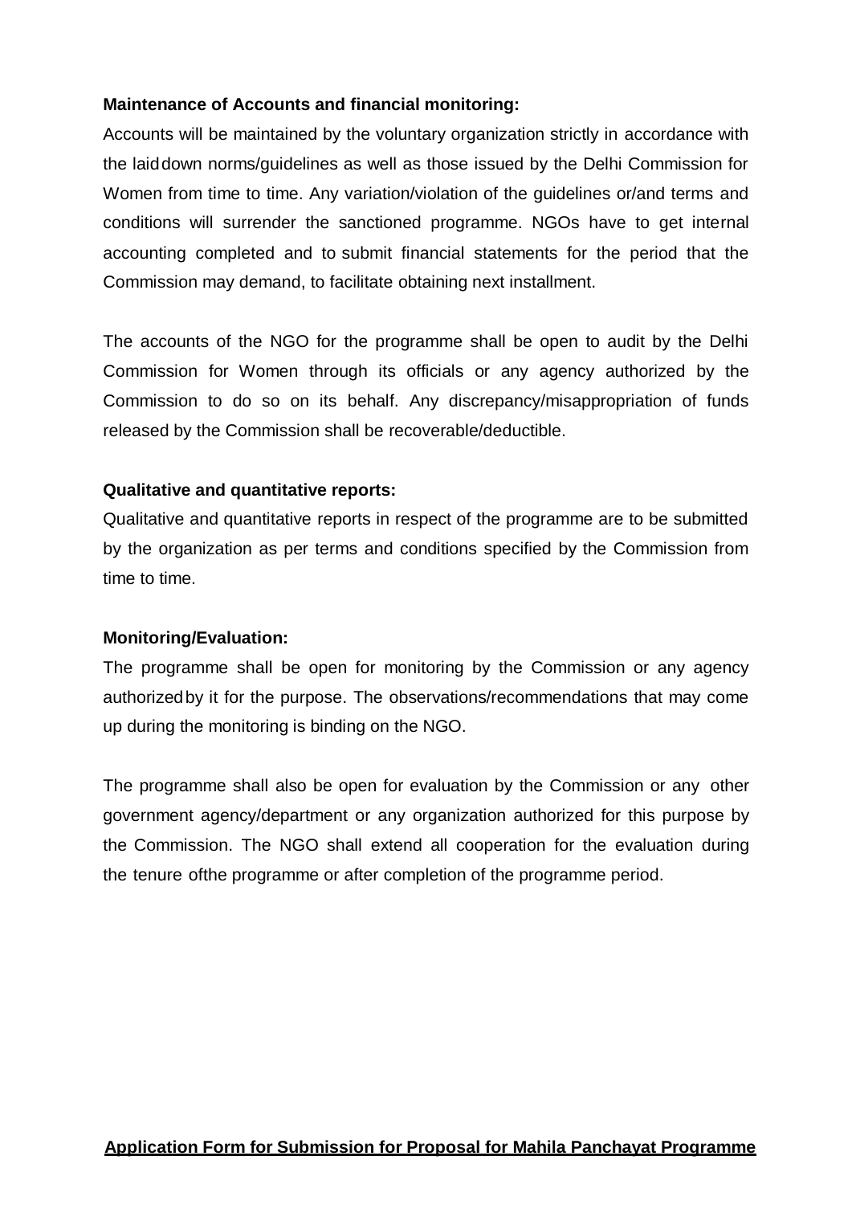**Maintenance of Accounts and financial monitoring:**

Accounts will be maintained by the voluntary organization strictly in accordance with the laid down norms/guidelines as well as those issued by the Delhi Commission for Women from time to time. Any variation/violation of the guidelines or/and terms and conditions will surrender the sanctioned programme. NGOs have to get internal accounting completed and to submit financial statements for the period that the Commission may demand, to facilitate obtaining next installment.

The accounts of the NGO for the programme shall be open to audit by the Delhi Commission for Women through its officials or any agency authorized by the Commission to do so on its behalf. Any discrepancy/misappropriation of funds released by the Commission shall be recoverable/deductible.

**Qualitative and quantitative reports:**

Qualitative and quantitative reports in respect of the programme are to be submitted by the organization as per terms and conditions specified by the Commission from time to time.

**Monitoring/Evaluation:**

The programme shall be open for monitoring by the Commission or any agency authorized by it for the purpose. The observations/recommendations that may come up during the monitoring is binding on the NGO.

The programme shall also be open for evaluation by the Commission or any other government agency/department or any organization authorized for this purpose by the Commission. The NGO shall extend all cooperation for the evaluation during the tenure ofthe programme or after completion of the programme period.

**Application Form for Submission for Proposal for Mahila Panchayat Programme**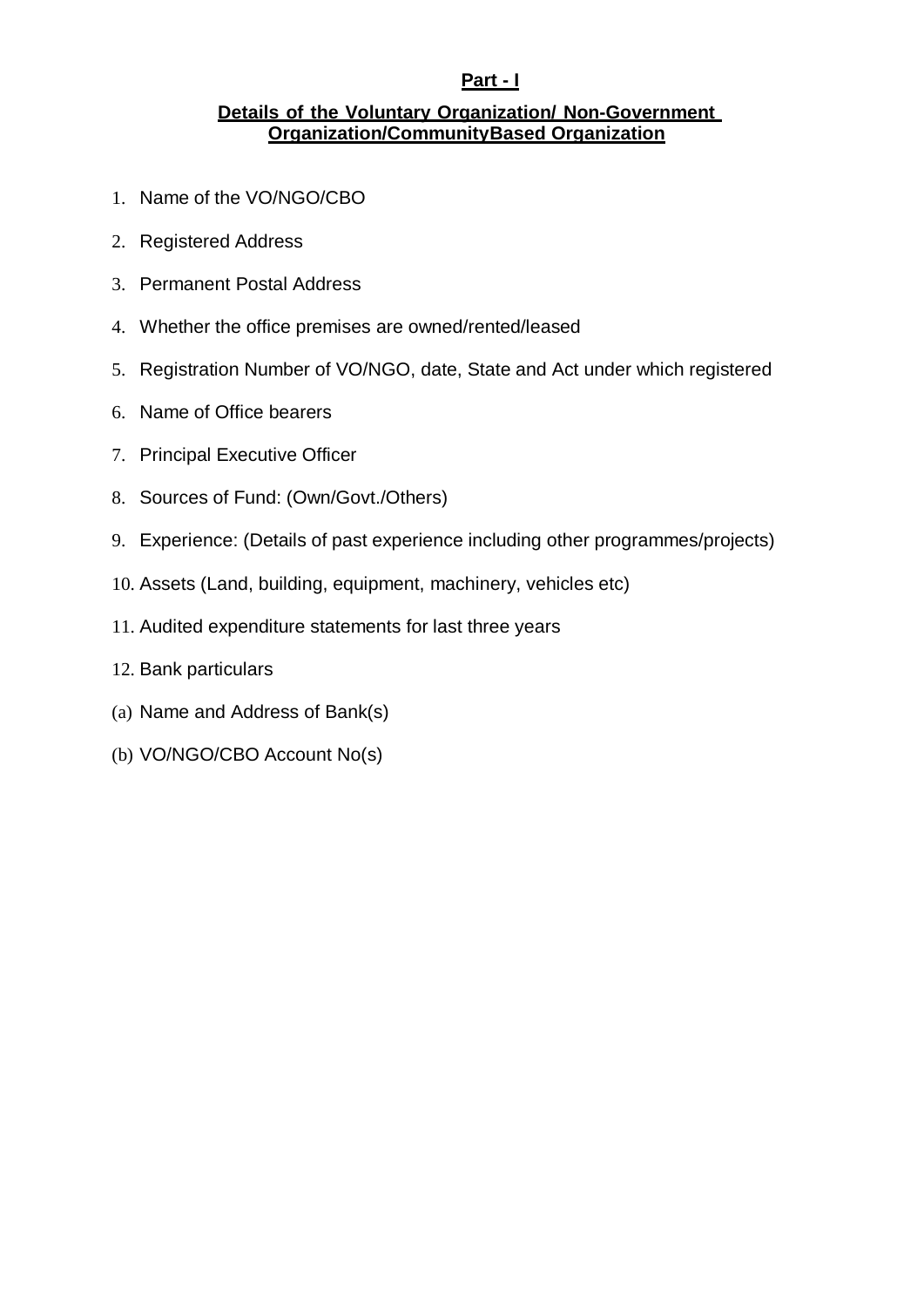**Part - I**

**Details of the Voluntary Organization/ Non-Government Organization/CommunityBased Organization**

1. Name of the VO/NGO/CBO
2. Registered Address
3. Permanent Postal Address
4. Whether the office premises are owned/rented/leased
5. Registration Number of VO/NGO, date, State and Act under which registered
6. Name of Office bearers
7. Principal Executive Officer
8. Sources of Fund: (Own/Govt./Others)
9. Experience: (Details of past experience including other programmes/projects)
10. Assets (Land, building, equipment, machinery, vehicles etc)
11. Audited expenditure statements for last three years
12. Bank particulars

(a) Name and Address of Bank(s)

(b) VO/NGO/CBO Account No(s)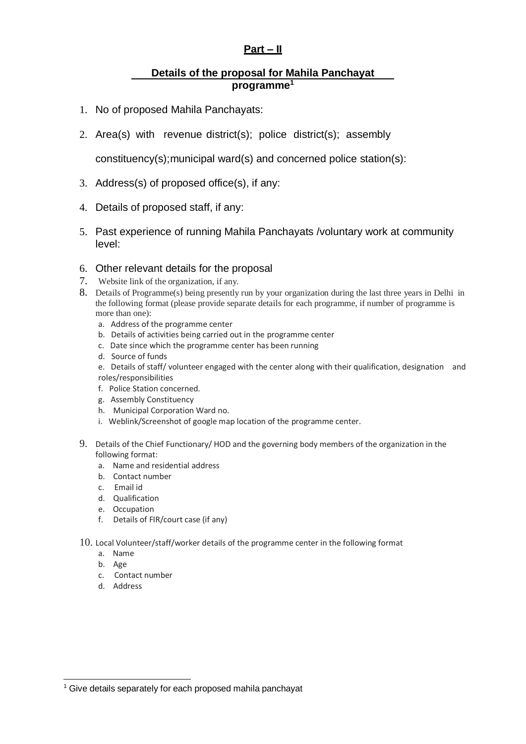## Part – II

### Details of the proposal for Mahila Panchayat programme[1]

1. No of proposed Mahila Panchayats:
2. Area(s) with revenue district(s); police district(s); assembly constituency(s);municipal ward(s) and concerned police station(s):
3. Address(s) of proposed office(s), if any:
4. Details of proposed staff, if any:
5. Past experience of running Mahila Panchayats /voluntary work at community level:
6. Other relevant details for the proposal
7. Website link of the organization, if any.
8. Details of Programme(s) being presently run by your organization during the last three years in Delhi in the following format (please provide separate details for each programme, if number of programme is more than one):
   a. Address of the programme center
   b. Details of activities being carried out in the programme center
   c. Date since which the programme center has been running
   d. Source of funds
   e. Details of staff/ volunteer engaged with the center along with their qualification, designation and roles/responsibilities
   f. Police Station concerned.
   g. Assembly Constituency
   h. Municipal Corporation Ward no.
   i. Weblink/Screenshot of google map location of the programme center.
9. Details of the Chief Functionary/ HOD and the governing body members of the organization in the following format:
   a. Name and residential address
   b. Contact number
   c. Email id
   d. Qualification
   e. Occupation
   f. Details of FIR/court case (if any)
10. Local Volunteer/staff/worker details of the programme center in the following format
    a. Name
    b. Age
    c. Contact number
    d. Address

[1] Give details separately for each proposed mahila panchayat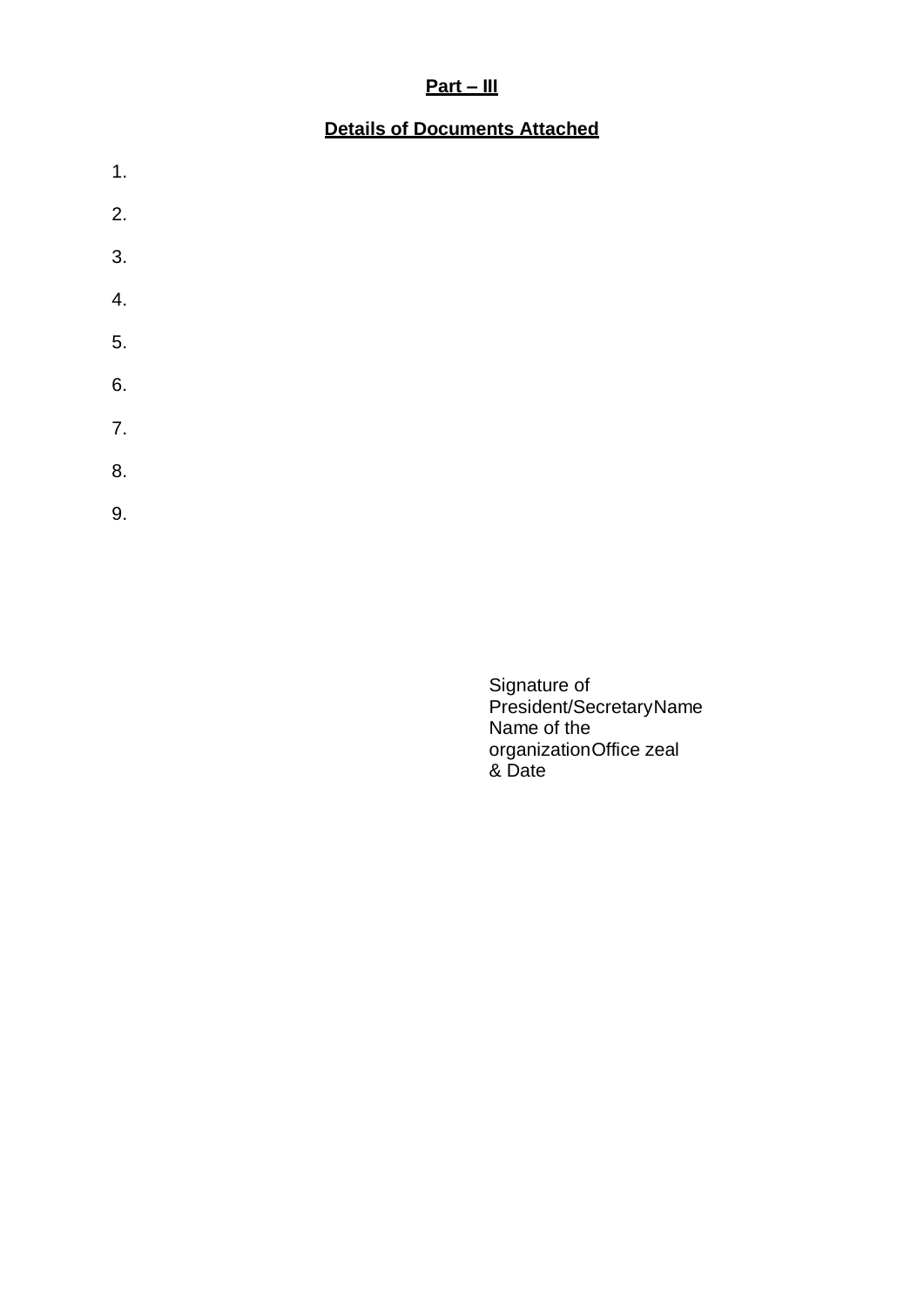**Part – III**

**Details of Documents Attached**

1.

2.

3.

4.

5.

6.

7.

8.

9.

Signature of
President/SecretaryName
Name of the
organizationOffice zeal
& Date